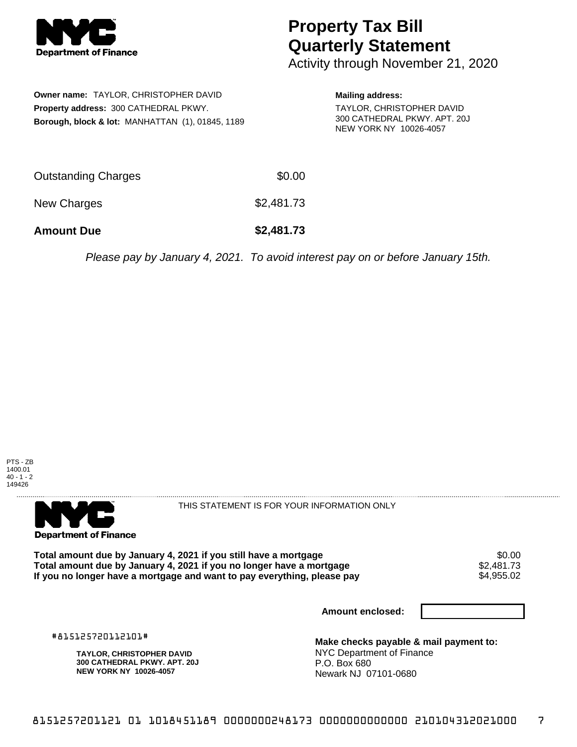NYC Department of Finance

# Property Tax Bill Quarterly Statement

Activity through November 21, 2020

**Owner name:** TAYLOR, CHRISTOPHER DAVID
**Property address:** 300 CATHEDRAL PKWY.
**Borough, block & lot:** MANHATTAN (1), 01845, 1189

**Mailing address:**
TAYLOR, CHRISTOPHER DAVID
300 CATHEDRAL PKWY. APT. 20J
NEW YORK NY 10026-4057

| | |
|---|---|
| Outstanding Charges | $0.00 |
| New Charges | $2,481.73 |
| **Amount Due** | **$2,481.73** |

*Please pay by January 4, 2021. To avoid interest pay on or before January 15th.*

PTS - ZB
1400.01
40 - 1 - 2
149426

NYC Department of Finance

THIS STATEMENT IS FOR YOUR INFORMATION ONLY

| | |
|---|---|
| **Total amount due by January 4, 2021 if you still have a mortgage** | $0.00 |
| **Total amount due by January 4, 2021 if you no longer have a mortgage** | $2,481.73 |
| **If you no longer have a mortgage and want to pay everything, please pay** | $4,955.02 |

**Amount enclosed:**

#815125720112101#

**TAYLOR, CHRISTOPHER DAVID**
**300 CATHEDRAL PKWY. APT. 20J**
**NEW YORK NY 10026-4057**

**Make checks payable & mail payment to:**
NYC Department of Finance
P.O. Box 680
Newark NJ 07101-0680

8151257201121 01 1018451189 0000000248173 0000000000000 210104312021000 7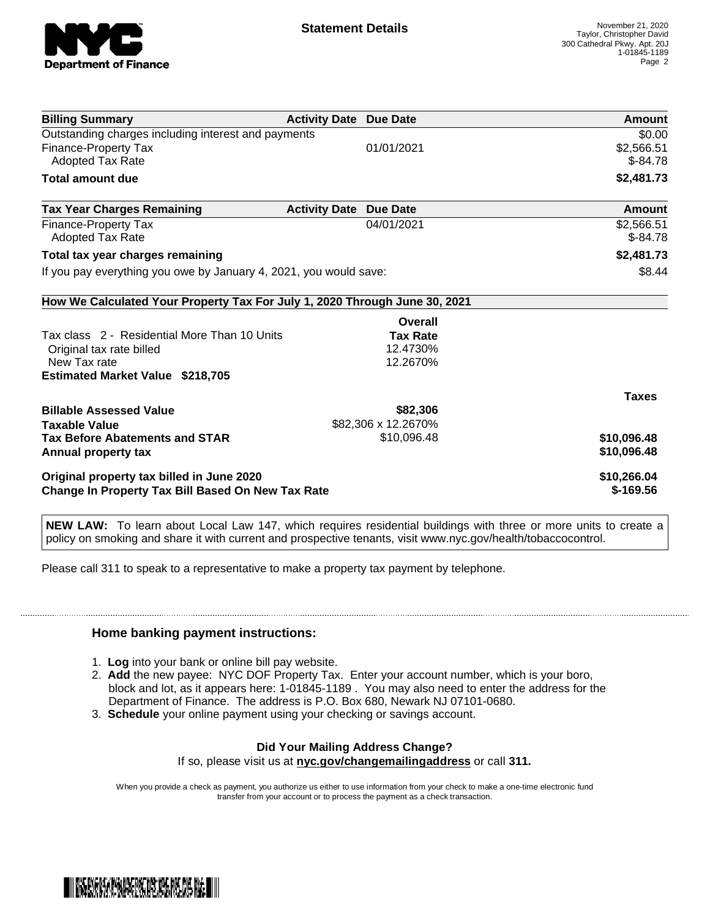**Statement Details**

November 21, 2020
Taylor, Christopher David
300 Cathedral Pkwy. Apt. 20J
1-01845-1189

| Billing Summary | Activity Date | Due Date | Amount |
|---|---|---|---|
| Outstanding charges including interest and payments | | | $0.00 |
| Finance-Property Tax | | 01/01/2021 | $2,566.51 |
| Adopted Tax Rate | | | $-84.78 |
| **Total amount due** | | | **$2,481.73** |

| Tax Year Charges Remaining | Activity Date | Due Date | Amount |
|---|---|---|---|
| Finance-Property Tax | | 04/01/2021 | $2,566.51 |
| Adopted Tax Rate | | | $-84.78 |
| **Total tax year charges remaining** | | | **$2,481.73** |
| If you pay everything you owe by January 4, 2021, you would save: | | | $8.44 |

**How We Calculated Your Property Tax For July 1, 2020 Through June 30, 2021**

| | Overall Tax Rate | Taxes |
|---|---|---|
| Tax class 2 - Residential More Than 10 Units | | |
| Original tax rate billed | 12.4730% | |
| New Tax rate | 12.2670% | |
| **Estimated Market Value $218,705** | | |
| **Billable Assessed Value** | **$82,306** | |
| **Taxable Value** | $82,306 x 12.2670% | |
| **Tax Before Abatements and STAR** | $10,096.48 | **$10,096.48** |
| **Annual property tax** | | **$10,096.48** |
| **Original property tax billed in June 2020** | | **$10,266.04** |
| **Change In Property Tax Bill Based On New Tax Rate** | | **$-169.56** |

**NEW LAW:** To learn about Local Law 147, which requires residential buildings with three or more units to create a policy on smoking and share it with current and prospective tenants, visit www.nyc.gov/health/tobaccocontrol.

Please call 311 to speak to a representative to make a property tax payment by telephone.

## Home banking payment instructions:

1. **Log** into your bank or online bill pay website.
2. **Add** the new payee: NYC DOF Property Tax. Enter your account number, which is your boro, block and lot, as it appears here: 1-01845-1189 . You may also need to enter the address for the Department of Finance. The address is P.O. Box 680, Newark NJ 07101-0680.
3. **Schedule** your online payment using your checking or savings account.

**Did Your Mailing Address Change?**

If so, please visit us at **nyc.gov/changemailingaddress** or call **311.**

When you provide a check as payment, you authorize us either to use information from your check to make a one-time electronic fund transfer from your account or to process the payment as a check transaction.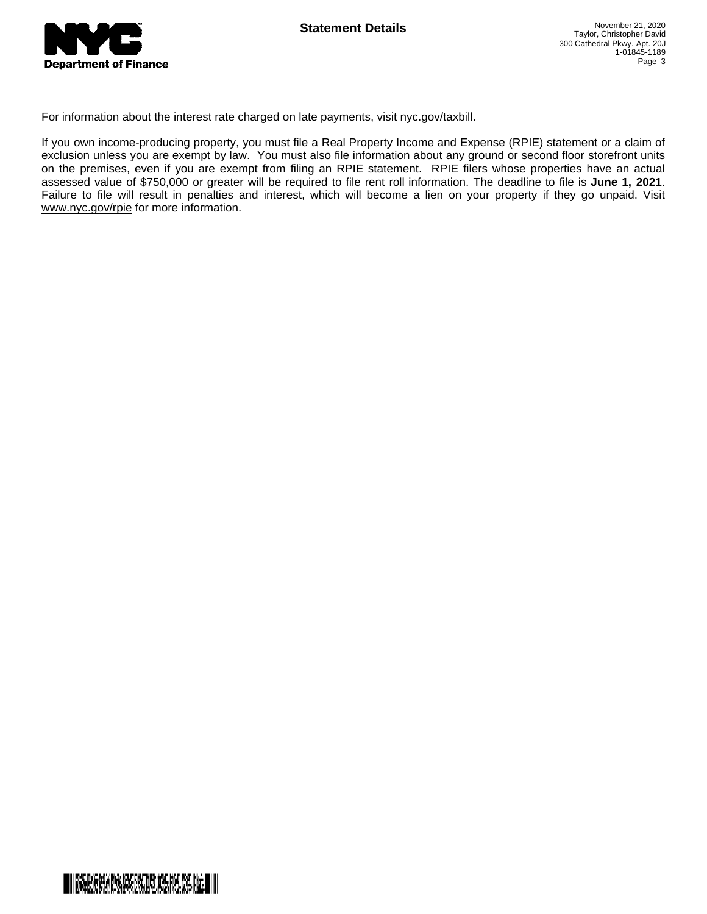For information about the interest rate charged on late payments, visit nyc.gov/taxbill.

If you own income-producing property, you must file a Real Property Income and Expense (RPIE) statement or a claim of exclusion unless you are exempt by law. You must also file information about any ground or second floor storefront units on the premises, even if you are exempt from filing an RPIE statement. RPIE filers whose properties have an actual assessed value of $750,000 or greater will be required to file rent roll information. The deadline to file is **June 1, 2021**. Failure to file will result in penalties and interest, which will become a lien on your property if they go unpaid. Visit www.nyc.gov/rpie for more information.